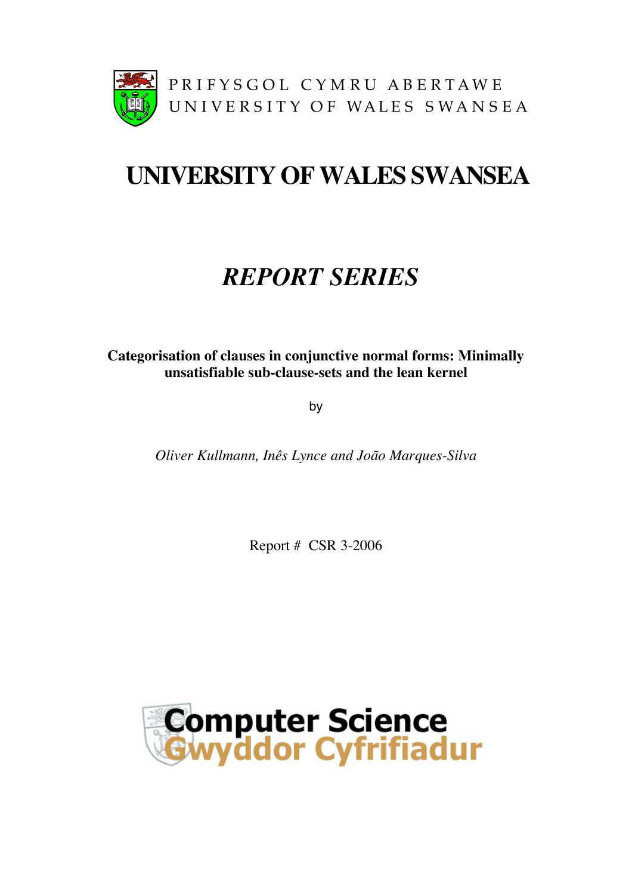PRIFYSGOL CYMRU ABERTAWE
UNIVERSITY OF WALES SWANSEA

# UNIVERSITY OF WALES SWANSEA

## *REPORT SERIES*

**Categorisation of clauses in conjunctive normal forms: Minimally unsatisfiable sub-clause-sets and the lean kernel**

by

*Oliver Kullmann, Inês Lynce and João Marques-Silva*

Report # CSR 3-2006

Computer Science
Gwyddor Cyfrifiadur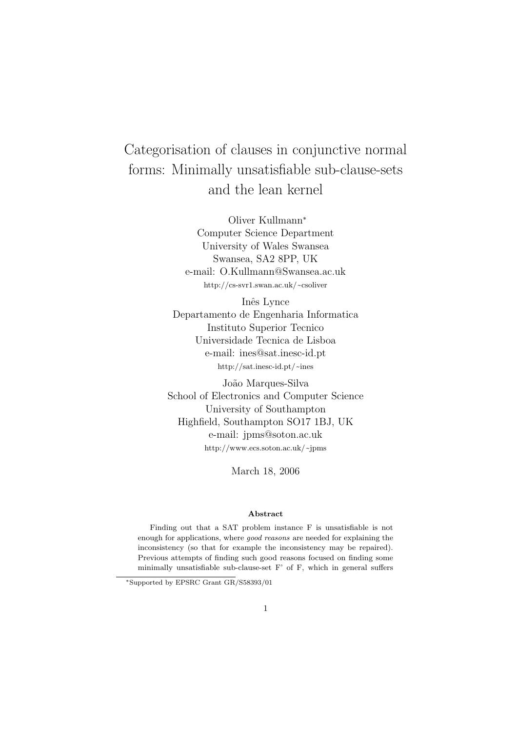# Categorisation of clauses in conjunctive normal forms: Minimally unsatisfiable sub-clause-sets and the lean kernel

Oliver Kullmann*
Computer Science Department
University of Wales Swansea
Swansea, SA2 8PP, UK
e-mail: O.Kullmann@Swansea.ac.uk
http://cs-svr1.swan.ac.uk/~csoliver

Inês Lynce
Departamento de Engenharia Informatica
Instituto Superior Tecnico
Universidade Tecnica de Lisboa
e-mail: ines@sat.inesc-id.pt
http://sat.inesc-id.pt/~ines

João Marques-Silva
School of Electronics and Computer Science
University of Southampton
Highfield, Southampton SO17 1BJ, UK
e-mail: jpms@soton.ac.uk
http://www.ecs.soton.ac.uk/~jpms

March 18, 2006

**Abstract**

Finding out that a SAT problem instance F is unsatisfiable is not enough for applications, where *good reasons* are needed for explaining the inconsistency (so that for example the inconsistency may be repaired). Previous attempts of finding such good reasons focused on finding some minimally unsatisfiable sub-clause-set F' of F, which in general suffers

*Supported by EPSRC Grant GR/S58393/01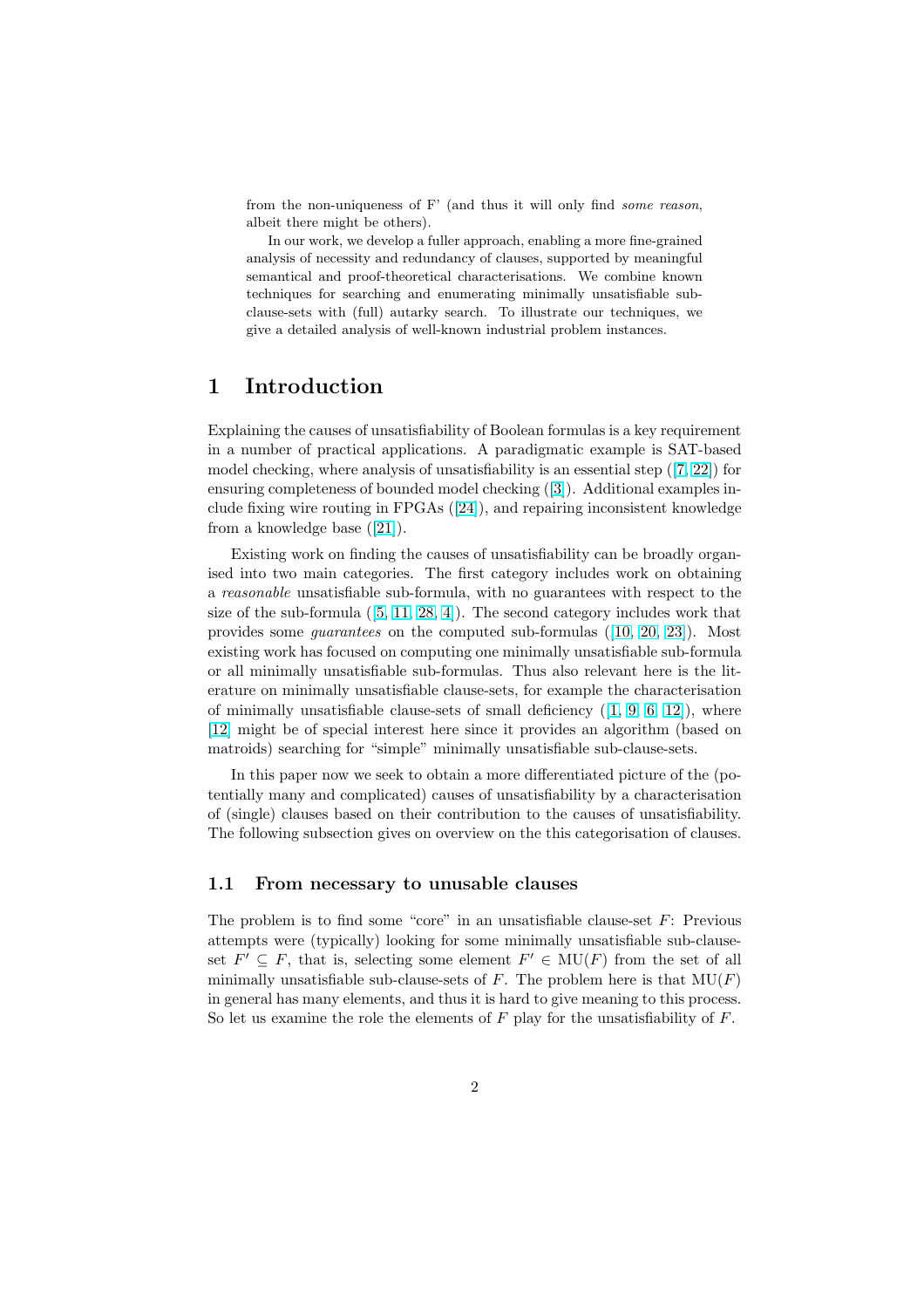from the non-uniqueness of F' (and thus it will only find *some reason*, albeit there might be others).

In our work, we develop a fuller approach, enabling a more fine-grained analysis of necessity and redundancy of clauses, supported by meaningful semantical and proof-theoretical characterisations. We combine known techniques for searching and enumerating minimally unsatisfiable sub-clause-sets with (full) autarky search. To illustrate our techniques, we give a detailed analysis of well-known industrial problem instances.

# 1 Introduction

Explaining the causes of unsatisfiability of Boolean formulas is a key requirement in a number of practical applications. A paradigmatic example is SAT-based model checking, where analysis of unsatisfiability is an essential step ([7, 22]) for ensuring completeness of bounded model checking ([3]). Additional examples include fixing wire routing in FPGAs ([24]), and repairing inconsistent knowledge from a knowledge base ([21]).

Existing work on finding the causes of unsatisfiability can be broadly organised into two main categories. The first category includes work on obtaining a *reasonable* unsatisfiable sub-formula, with no guarantees with respect to the size of the sub-formula ([5, 11, 28, 4]). The second category includes work that provides some *guarantees* on the computed sub-formulas ([10, 20, 23]). Most existing work has focused on computing one minimally unsatisfiable sub-formula or all minimally unsatisfiable sub-formulas. Thus also relevant here is the literature on minimally unsatisfiable clause-sets, for example the characterisation of minimally unsatisfiable clause-sets of small deficiency ([1, 9, 6, 12]), where [12] might be of special interest here since it provides an algorithm (based on matroids) searching for "simple" minimally unsatisfiable sub-clause-sets.

In this paper now we seek to obtain a more differentiated picture of the (potentially many and complicated) causes of unsatisfiability by a characterisation of (single) clauses based on their contribution to the causes of unsatisfiability. The following subsection gives on overview on the this categorisation of clauses.

## 1.1 From necessary to unusable clauses

The problem is to find some "core" in an unsatisfiable clause-set $F$: Previous attempts were (typically) looking for some minimally unsatisfiable sub-clause-set $F' \subseteq F$, that is, selecting some element $F' \in \mathrm{MU}(F)$ from the set of all minimally unsatisfiable sub-clause-sets of $F$. The problem here is that $\mathrm{MU}(F)$ in general has many elements, and thus it is hard to give meaning to this process. So let us examine the role the elements of $F$ play for the unsatisfiability of $F$.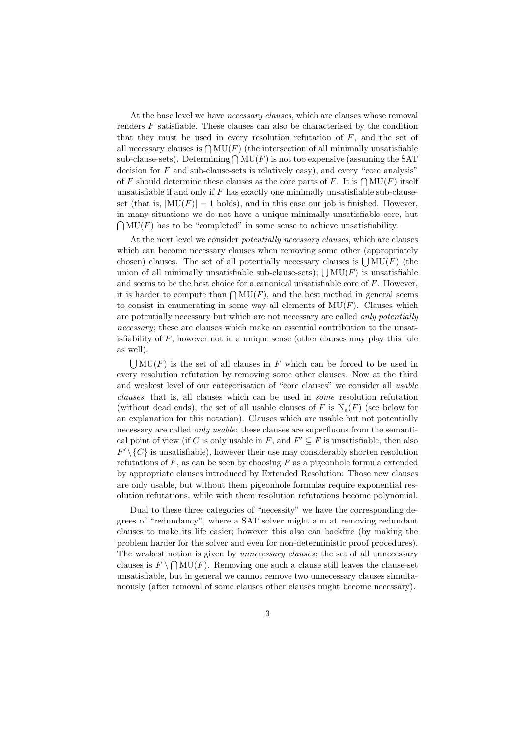At the base level we have *necessary clauses*, which are clauses whose removal renders $F$ satisfiable. These clauses can also be characterised by the condition that they must be used in every resolution refutation of $F$, and the set of all necessary clauses is $\bigcap \mathrm{MU}(F)$ (the intersection of all minimally unsatisfiable sub-clause-sets). Determining $\bigcap \mathrm{MU}(F)$ is not too expensive (assuming the SAT decision for $F$ and sub-clause-sets is relatively easy), and every "core analysis" of $F$ should determine these clauses as the core parts of $F$. It is $\bigcap \mathrm{MU}(F)$ itself unsatisfiable if and only if $F$ has exactly one minimally unsatisfiable sub-clause-set (that is, $|\mathrm{MU}(F)| = 1$ holds), and in this case our job is finished. However, in many situations we do not have a unique minimally unsatisfiable core, but $\bigcap \mathrm{MU}(F)$ has to be "completed" in some sense to achieve unsatisfiability.

At the next level we consider *potentially necessary clauses*, which are clauses which can become necessary clauses when removing some other (appropriately chosen) clauses. The set of all potentially necessary clauses is $\bigcup \mathrm{MU}(F)$ (the union of all minimally unsatisfiable sub-clause-sets); $\bigcup \mathrm{MU}(F)$ is unsatisfiable and seems to be the best choice for a canonical unsatisfiable core of $F$. However, it is harder to compute than $\bigcap \mathrm{MU}(F)$, and the best method in general seems to consist in enumerating in some way all elements of $\mathrm{MU}(F)$. Clauses which are potentially necessary but which are not necessary are called *only potentially necessary*; these are clauses which make an essential contribution to the unsatisfiability of $F$, however not in a unique sense (other clauses may play this role as well).

$\bigcup \mathrm{MU}(F)$ is the set of all clauses in $F$ which can be forced to be used in every resolution refutation by removing some other clauses. Now at the third and weakest level of our categorisation of "core clauses" we consider all *usable clauses*, that is, all clauses which can be used in *some* resolution refutation (without dead ends); the set of all usable clauses of $F$ is $\mathrm{N_a}(F)$ (see below for an explanation for this notation). Clauses which are usable but not potentially necessary are called *only usable*; these clauses are superfluous from the semantical point of view (if $C$ is only usable in $F$, and $F' \subseteq F$ is unsatisfiable, then also $F' \setminus \{C\}$ is unsatisfiable), however their use may considerably shorten resolution refutations of $F$, as can be seen by choosing $F$ as a pigeonhole formula extended by appropriate clauses introduced by Extended Resolution: Those new clauses are only usable, but without them pigeonhole formulas require exponential resolution refutations, while with them resolution refutations become polynomial.

Dual to these three categories of "necessity" we have the corresponding degrees of "redundancy", where a SAT solver might aim at removing redundant clauses to make its life easier; however this also can backfire (by making the problem harder for the solver and even for non-deterministic proof procedures). The weakest notion is given by *unnecessary clauses*; the set of all unnecessary clauses is $F \setminus \bigcap \mathrm{MU}(F)$. Removing one such a clause still leaves the clause-set unsatisfiable, but in general we cannot remove two unnecessary clauses simultaneously (after removal of some clauses other clauses might become necessary).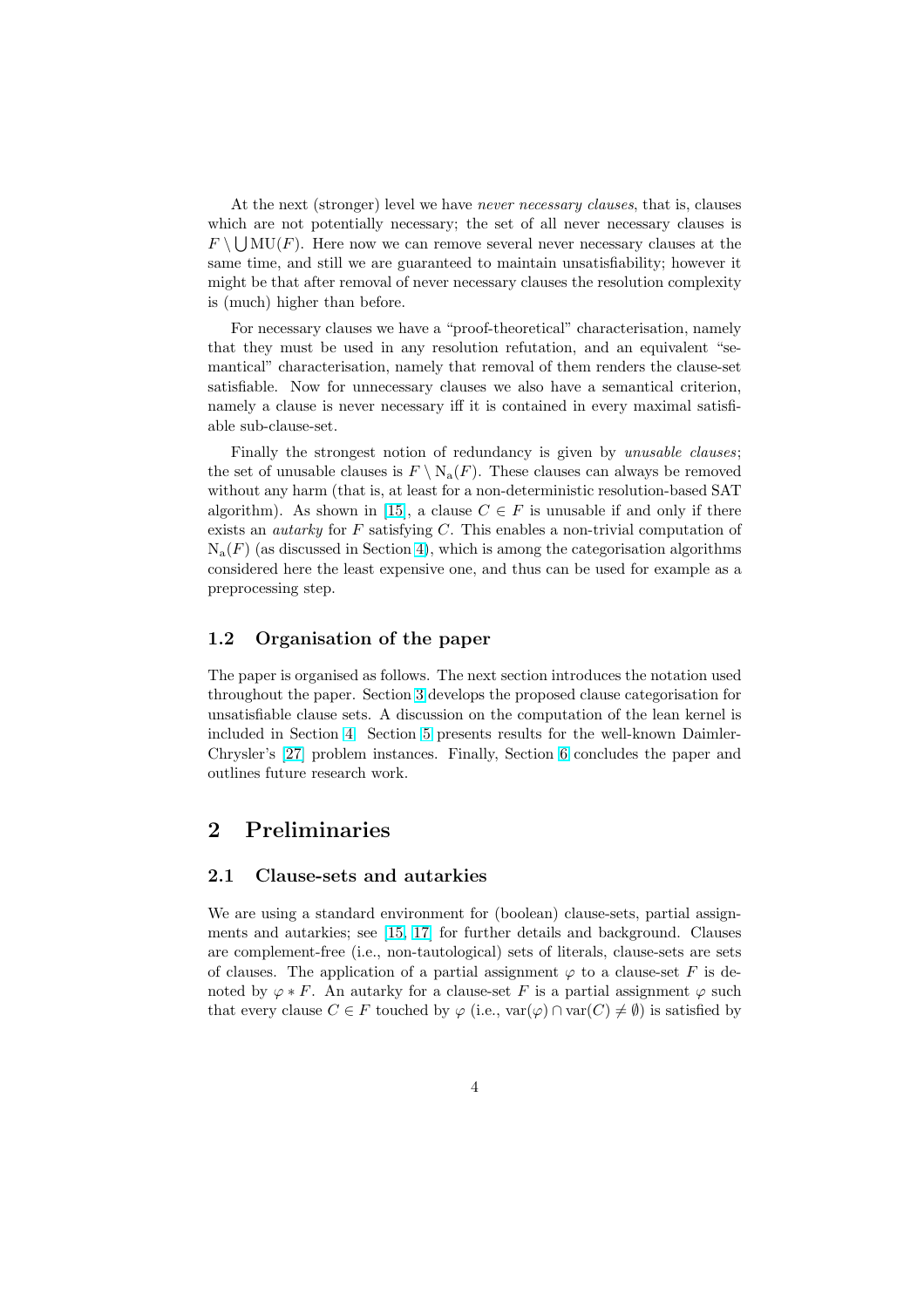At the next (stronger) level we have *never necessary clauses*, that is, clauses which are not potentially necessary; the set of all never necessary clauses is $F \setminus \bigcup \mathrm{MU}(F)$. Here now we can remove several never necessary clauses at the same time, and still we are guaranteed to maintain unsatisfiability; however it might be that after removal of never necessary clauses the resolution complexity is (much) higher than before.

For necessary clauses we have a "proof-theoretical" characterisation, namely that they must be used in any resolution refutation, and an equivalent "semantical" characterisation, namely that removal of them renders the clause-set satisfiable. Now for unnecessary clauses we also have a semantical criterion, namely a clause is never necessary iff it is contained in every maximal satisfiable sub-clause-set.

Finally the strongest notion of redundancy is given by *unusable clauses*; the set of unusable clauses is $F \setminus \mathrm{N_a}(F)$. These clauses can always be removed without any harm (that is, at least for a non-deterministic resolution-based SAT algorithm). As shown in [15], a clause $C \in F$ is unusable if and only if there exists an *autarky* for $F$ satisfying $C$. This enables a non-trivial computation of $\mathrm{N_a}(F)$ (as discussed in Section 4), which is among the categorisation algorithms considered here the least expensive one, and thus can be used for example as a preprocessing step.

### 1.2 Organisation of the paper

The paper is organised as follows. The next section introduces the notation used throughout the paper. Section 3 develops the proposed clause categorisation for unsatisfiable clause sets. A discussion on the computation of the lean kernel is included in Section 4. Section 5 presents results for the well-known Daimler-Chrysler's [27] problem instances. Finally, Section 6 concludes the paper and outlines future research work.

## 2 Preliminaries

### 2.1 Clause-sets and autarkies

We are using a standard environment for (boolean) clause-sets, partial assignments and autarkies; see [15, 17] for further details and background. Clauses are complement-free (i.e., non-tautological) sets of literals, clause-sets are sets of clauses. The application of a partial assignment $\varphi$ to a clause-set $F$ is denoted by $\varphi * F$. An autarky for a clause-set $F$ is a partial assignment $\varphi$ such that every clause $C \in F$ touched by $\varphi$ (i.e., $\mathrm{var}(\varphi) \cap \mathrm{var}(C) \neq \emptyset$) is satisfied by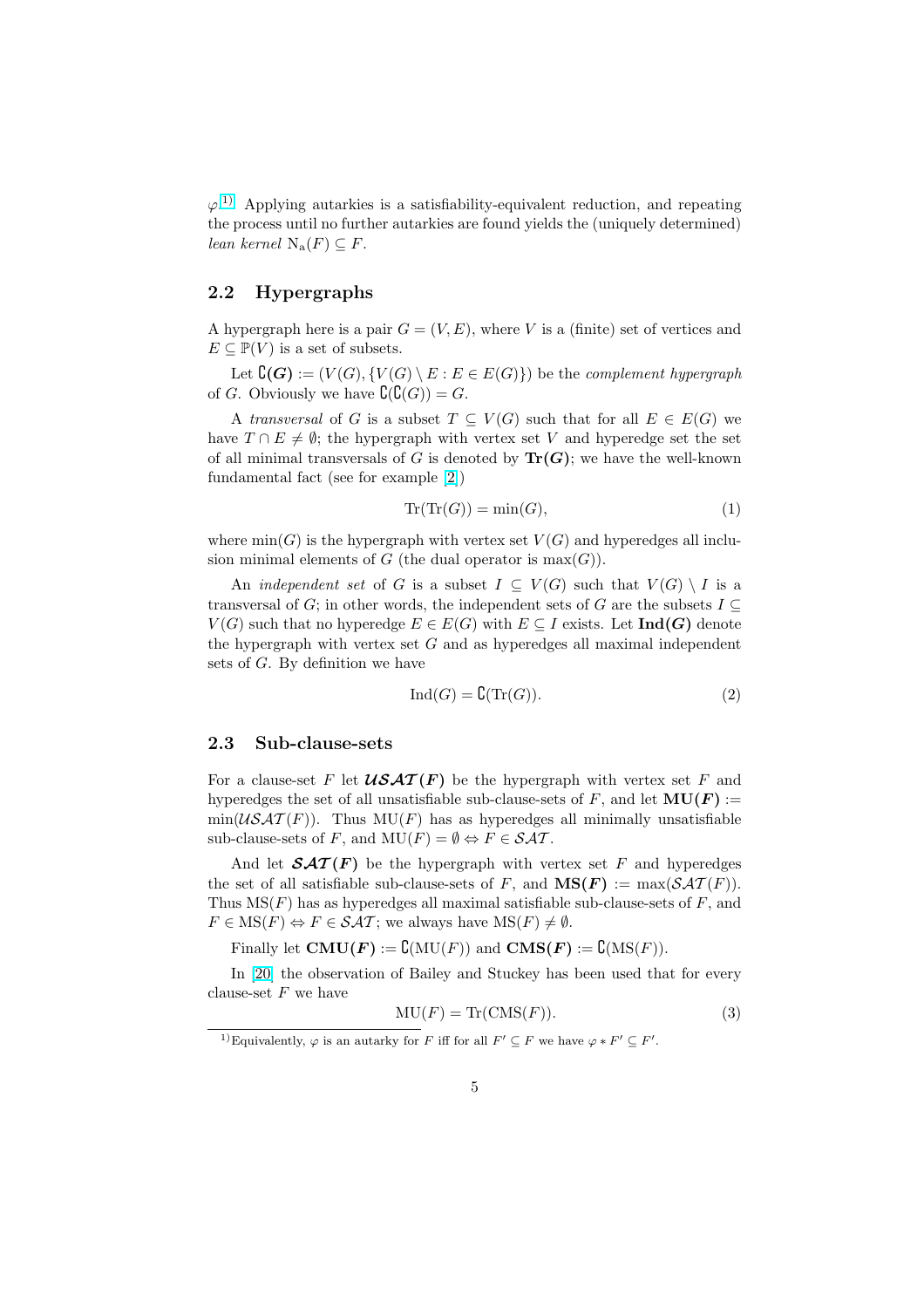$\varphi$.[1)] Applying autarkies is a satisfiability-equivalent reduction, and repeating the process until no further autarkies are found yields the (uniquely determined) *lean kernel* $\mathrm{N_a}(F) \subseteq F$.

## 2.2 Hypergraphs

A hypergraph here is a pair $G = (V, E)$, where $V$ is a (finite) set of vertices and $E \subseteq \mathbb{P}(V)$ is a set of subsets.

Let $\complement(G) := (V(G), \{V(G) \setminus E : E \in E(G)\})$ be the *complement hypergraph* of $G$. Obviously we have $\complement(\complement(G)) = G$.

A *transversal* of $G$ is a subset $T \subseteq V(G)$ such that for all $E \in E(G)$ we have $T \cap E \neq \emptyset$; the hypergraph with vertex set $V$ and hyperedge set the set of all minimal transversals of $G$ is denoted by $\mathbf{Tr}(G)$; we have the well-known fundamental fact (see for example [2])

$$\mathrm{Tr}(\mathrm{Tr}(G)) = \min(G), \tag{1}$$

where $\min(G)$ is the hypergraph with vertex set $V(G)$ and hyperedges all inclusion minimal elements of $G$ (the dual operator is $\max(G)$).

An *independent set* of $G$ is a subset $I \subseteq V(G)$ such that $V(G) \setminus I$ is a transversal of $G$; in other words, the independent sets of $G$ are the subsets $I \subseteq V(G)$ such that no hyperedge $E \in E(G)$ with $E \subseteq I$ exists. Let $\mathbf{Ind}(G)$ denote the hypergraph with vertex set $G$ and as hyperedges all maximal independent sets of $G$. By definition we have

$$\mathrm{Ind}(G) = \complement(\mathrm{Tr}(G)). \tag{2}$$

## 2.3 Sub-clause-sets

For a clause-set $F$ let $\boldsymbol{\mathcal{USAT}(F)}$ be the hypergraph with vertex set $F$ and hyperedges the set of all unsatisfiable sub-clause-sets of $F$, and let $\mathbf{MU}(F) := \min(\mathcal{USAT}(F))$. Thus $\mathrm{MU}(F)$ has as hyperedges all minimally unsatisfiable sub-clause-sets of $F$, and $\mathrm{MU}(F) = \emptyset \Leftrightarrow F \in \mathcal{SAT}$.

And let $\boldsymbol{\mathcal{SAT}(F)}$ be the hypergraph with vertex set $F$ and hyperedges the set of all satisfiable sub-clause-sets of $F$, and $\mathbf{MS}(F) := \max(\mathcal{SAT}(F))$. Thus $\mathrm{MS}(F)$ has as hyperedges all maximal satisfiable sub-clause-sets of $F$, and $F \in \mathrm{MS}(F) \Leftrightarrow F \in \mathcal{SAT}$; we always have $\mathrm{MS}(F) \neq \emptyset$.

Finally let $\mathbf{CMU}(F) := \complement(\mathrm{MU}(F))$ and $\mathbf{CMS}(F) := \complement(\mathrm{MS}(F))$.

In [20] the observation of Bailey and Stuckey has been used that for every clause-set $F$ we have

$$\mathrm{MU}(F) = \mathrm{Tr}(\mathrm{CMS}(F)). \tag{3}$$

---

[1)] Equivalently, $\varphi$ is an autarky for $F$ iff for all $F' \subseteq F$ we have $\varphi * F' \subseteq F'$.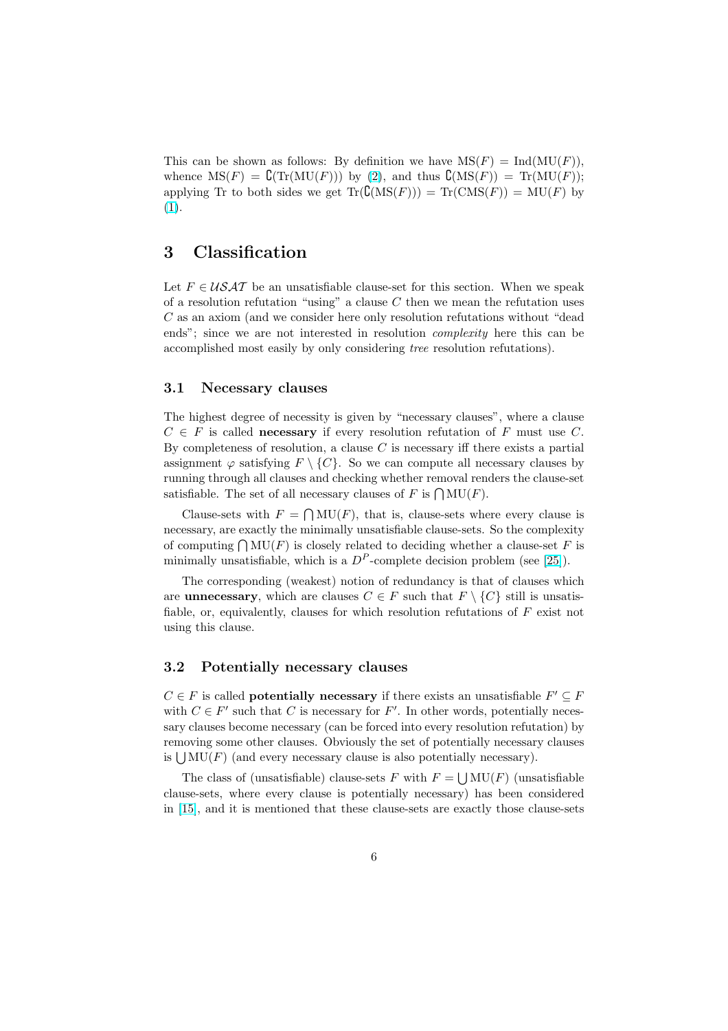This can be shown as follows: By definition we have $\mathrm{MS}(F) = \mathrm{Ind}(\mathrm{MU}(F))$, whence $\mathrm{MS}(F) = \complement(\mathrm{Tr}(\mathrm{MU}(F)))$ by (2), and thus $\complement(\mathrm{MS}(F)) = \mathrm{Tr}(\mathrm{MU}(F))$; applying Tr to both sides we get $\mathrm{Tr}(\complement(\mathrm{MS}(F))) = \mathrm{Tr}(\mathrm{CMS}(F)) = \mathrm{MU}(F)$ by (1).

## 3 Classification

Let $F \in \mathcal{USAT}$ be an unsatisfiable clause-set for this section. When we speak of a resolution refutation "using" a clause $C$ then we mean the refutation uses $C$ as an axiom (and we consider here only resolution refutations without "dead ends"; since we are not interested in resolution *complexity* here this can be accomplished most easily by only considering *tree* resolution refutations).

### 3.1 Necessary clauses

The highest degree of necessity is given by "necessary clauses", where a clause $C \in F$ is called **necessary** if every resolution refutation of $F$ must use $C$. By completeness of resolution, a clause $C$ is necessary iff there exists a partial assignment $\varphi$ satisfying $F \setminus \{C\}$. So we can compute all necessary clauses by running through all clauses and checking whether removal renders the clause-set satisfiable. The set of all necessary clauses of $F$ is $\bigcap \mathrm{MU}(F)$.

Clause-sets with $F = \bigcap \mathrm{MU}(F)$, that is, clause-sets where every clause is necessary, are exactly the minimally unsatisfiable clause-sets. So the complexity of computing $\bigcap \mathrm{MU}(F)$ is closely related to deciding whether a clause-set $F$ is minimally unsatisfiable, which is a $D^P$-complete decision problem (see [25]).

The corresponding (weakest) notion of redundancy is that of clauses which are **unnecessary**, which are clauses $C \in F$ such that $F \setminus \{C\}$ still is unsatisfiable, or, equivalently, clauses for which resolution refutations of $F$ exist not using this clause.

### 3.2 Potentially necessary clauses

$C \in F$ is called **potentially necessary** if there exists an unsatisfiable $F' \subseteq F$ with $C \in F'$ such that $C$ is necessary for $F'$. In other words, potentially necessary clauses become necessary (can be forced into every resolution refutation) by removing some other clauses. Obviously the set of potentially necessary clauses is $\bigcup \mathrm{MU}(F)$ (and every necessary clause is also potentially necessary).

The class of (unsatisfiable) clause-sets $F$ with $F = \bigcup \mathrm{MU}(F)$ (unsatisfiable clause-sets, where every clause is potentially necessary) has been considered in [15], and it is mentioned that these clause-sets are exactly those clause-sets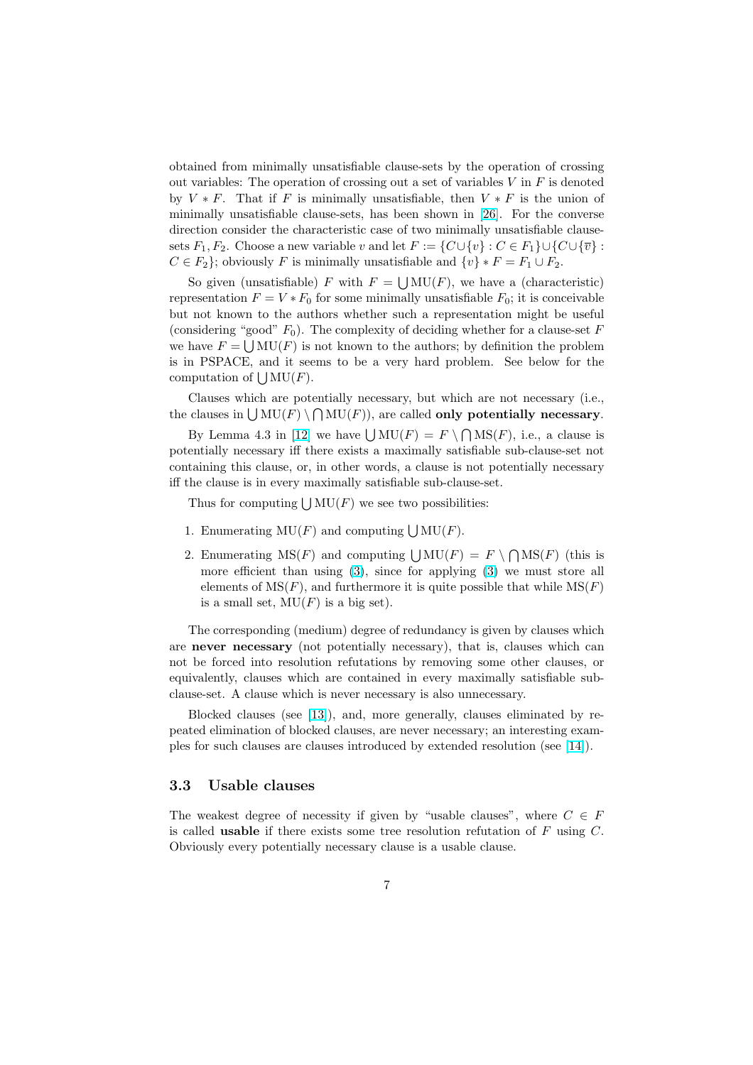obtained from minimally unsatisfiable clause-sets by the operation of crossing out variables: The operation of crossing out a set of variables $V$ in $F$ is denoted by $V * F$. That if $F$ is minimally unsatisfiable, then $V * F$ is the union of minimally unsatisfiable clause-sets, has been shown in [26]. For the converse direction consider the characteristic case of two minimally unsatisfiable clause-sets $F_1, F_2$. Choose a new variable $v$ and let $F := \{C \cup \{v\} : C \in F_1\} \cup \{C \cup \{\overline{v}\} : C \in F_2\}$; obviously $F$ is minimally unsatisfiable and $\{v\} * F = F_1 \cup F_2$.

So given (unsatisfiable) $F$ with $F = \bigcup \mathrm{MU}(F)$, we have a (characteristic) representation $F = V * F_0$ for some minimally unsatisfiable $F_0$; it is conceivable but not known to the authors whether such a representation might be useful (considering "good" $F_0$). The complexity of deciding whether for a clause-set $F$ we have $F = \bigcup \mathrm{MU}(F)$ is not known to the authors; by definition the problem is in PSPACE, and it seems to be a very hard problem. See below for the computation of $\bigcup \mathrm{MU}(F)$.

Clauses which are potentially necessary, but which are not necessary (i.e., the clauses in $\bigcup \mathrm{MU}(F) \setminus \bigcap \mathrm{MU}(F)$), are called **only potentially necessary**.

By Lemma 4.3 in [12] we have $\bigcup \mathrm{MU}(F) = F \setminus \bigcap \mathrm{MS}(F)$, i.e., a clause is potentially necessary iff there exists a maximally satisfiable sub-clause-set not containing this clause, or, in other words, a clause is not potentially necessary iff the clause is in every maximally satisfiable sub-clause-set.

Thus for computing $\bigcup \mathrm{MU}(F)$ we see two possibilities:

1. Enumerating $\mathrm{MU}(F)$ and computing $\bigcup \mathrm{MU}(F)$.
2. Enumerating $\mathrm{MS}(F)$ and computing $\bigcup \mathrm{MU}(F) = F \setminus \bigcap \mathrm{MS}(F)$ (this is more efficient than using (3), since for applying (3) we must store all elements of $\mathrm{MS}(F)$, and furthermore it is quite possible that while $\mathrm{MS}(F)$ is a small set, $\mathrm{MU}(F)$ is a big set).

The corresponding (medium) degree of redundancy is given by clauses which are **never necessary** (not potentially necessary), that is, clauses which can not be forced into resolution refutations by removing some other clauses, or equivalently, clauses which are contained in every maximally satisfiable sub-clause-set. A clause which is never necessary is also unnecessary.

Blocked clauses (see [13]), and, more generally, clauses eliminated by repeated elimination of blocked clauses, are never necessary; an interesting examples for such clauses are clauses introduced by extended resolution (see [14]).

### 3.3 Usable clauses

The weakest degree of necessity if given by "usable clauses", where $C \in F$ is called **usable** if there exists some tree resolution refutation of $F$ using $C$. Obviously every potentially necessary clause is a usable clause.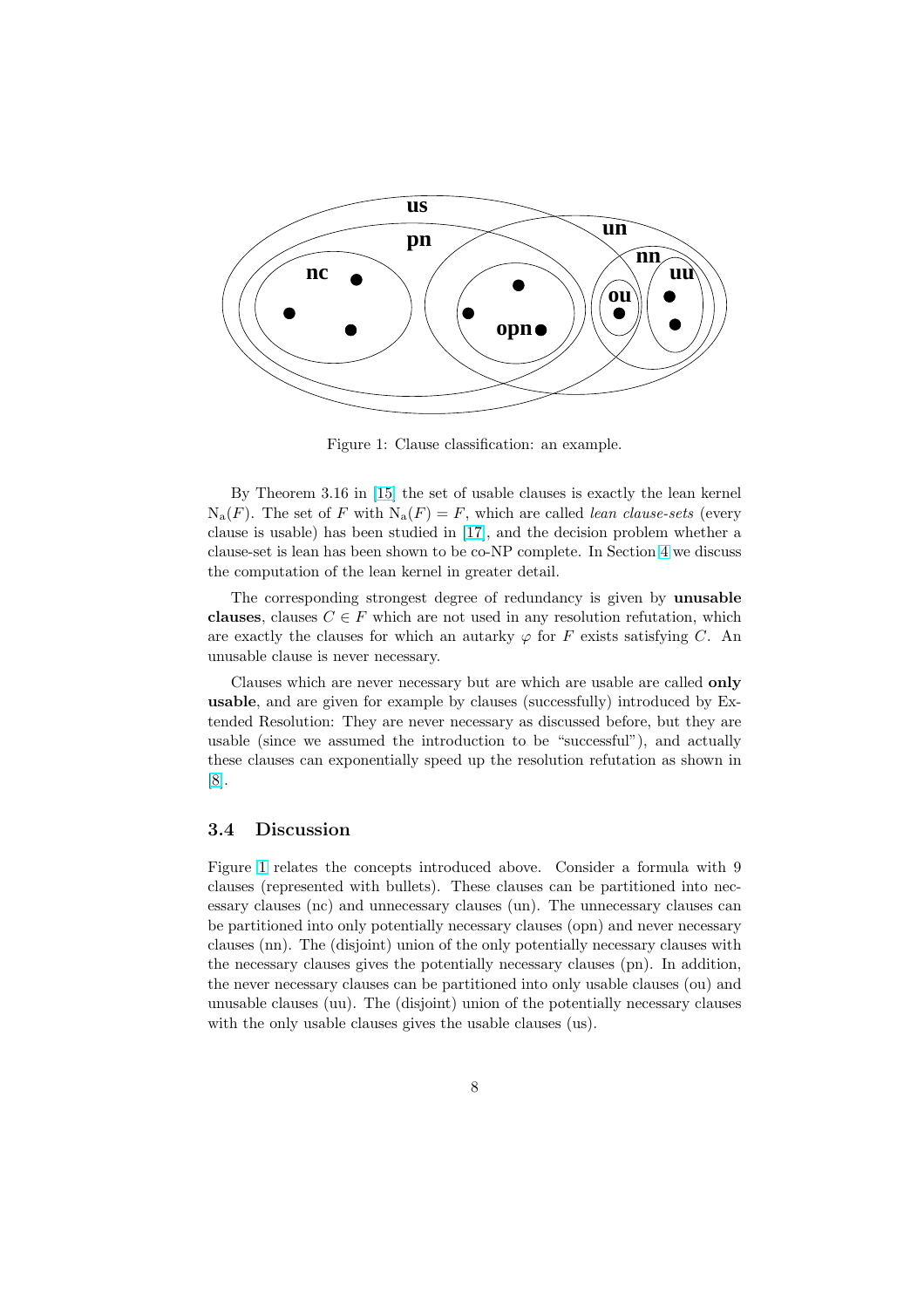Figure 1: Clause classification: an example.

By Theorem 3.16 in [15] the set of usable clauses is exactly the lean kernel $N_a(F)$. The set of $F$ with $N_a(F) = F$, which are called *lean clause-sets* (every clause is usable) has been studied in [17], and the decision problem whether a clause-set is lean has been shown to be co-NP complete. In Section 4 we discuss the computation of the lean kernel in greater detail.

The corresponding strongest degree of redundancy is given by **unusable clauses**, clauses $C \in F$ which are not used in any resolution refutation, which are exactly the clauses for which an autarky $\varphi$ for $F$ exists satisfying $C$. An unusable clause is never necessary.

Clauses which are never necessary but are which are usable are called **only usable**, and are given for example by clauses (successfully) introduced by Extended Resolution: They are never necessary as discussed before, but they are usable (since we assumed the introduction to be "successful"), and actually these clauses can exponentially speed up the resolution refutation as shown in [8].

### 3.4 Discussion

Figure 1 relates the concepts introduced above. Consider a formula with 9 clauses (represented with bullets). These clauses can be partitioned into necessary clauses (nc) and unnecessary clauses (un). The unnecessary clauses can be partitioned into only potentially necessary clauses (opn) and never necessary clauses (nn). The (disjoint) union of the only potentially necessary clauses with the necessary clauses gives the potentially necessary clauses (pn). In addition, the never necessary clauses can be partitioned into only usable clauses (ou) and unusable clauses (uu). The (disjoint) union of the potentially necessary clauses with the only usable clauses gives the usable clauses (us).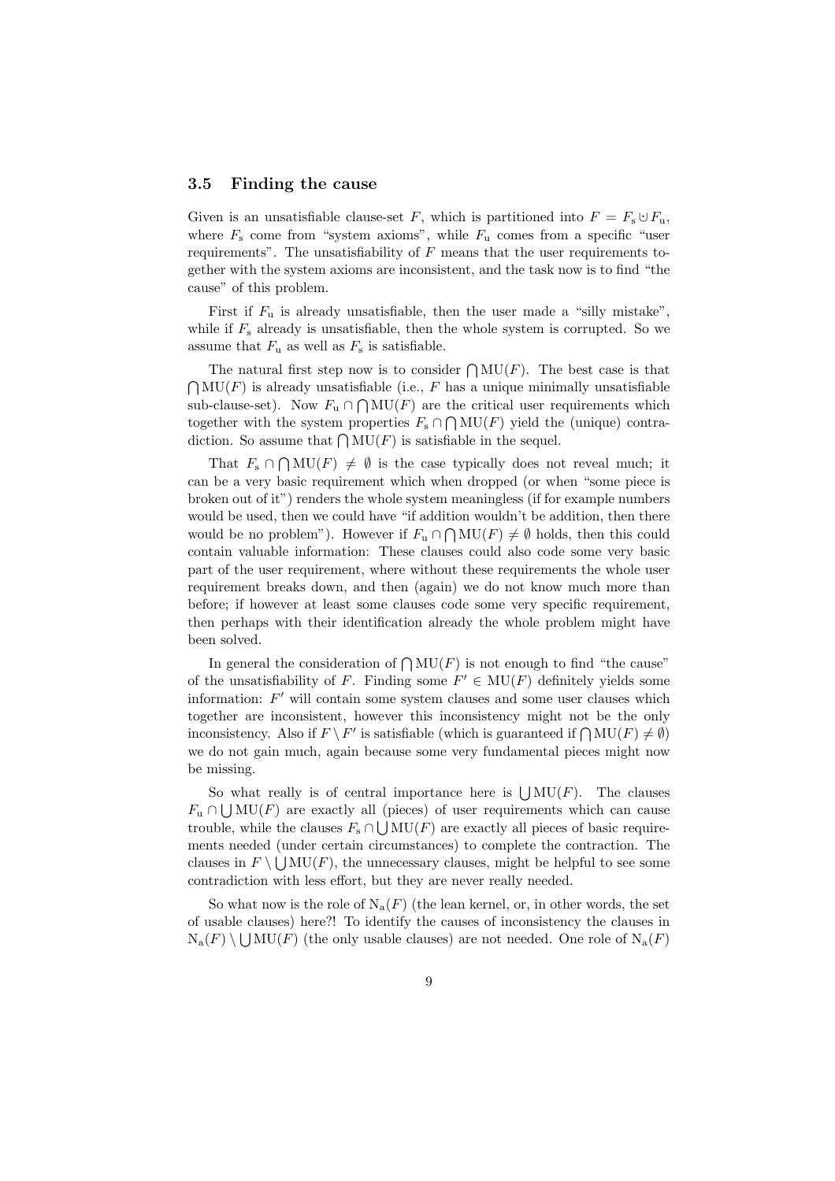### 3.5 Finding the cause

Given is an unsatisfiable clause-set $F$, which is partitioned into $F = F_s \uplus F_u$, where $F_s$ come from "system axioms", while $F_u$ comes from a specific "user requirements". The unsatisfiability of $F$ means that the user requirements together with the system axioms are inconsistent, and the task now is to find "the cause" of this problem.

First if $F_u$ is already unsatisfiable, then the user made a "silly mistake", while if $F_s$ already is unsatisfiable, then the whole system is corrupted. So we assume that $F_u$ as well as $F_s$ is satisfiable.

The natural first step now is to consider $\bigcap \mathrm{MU}(F)$. The best case is that $\bigcap \mathrm{MU}(F)$ is already unsatisfiable (i.e., $F$ has a unique minimally unsatisfiable sub-clause-set). Now $F_u \cap \bigcap \mathrm{MU}(F)$ are the critical user requirements which together with the system properties $F_s \cap \bigcap \mathrm{MU}(F)$ yield the (unique) contradiction. So assume that $\bigcap \mathrm{MU}(F)$ is satisfiable in the sequel.

That $F_s \cap \bigcap \mathrm{MU}(F) \neq \emptyset$ is the case typically does not reveal much; it can be a very basic requirement which when dropped (or when "some piece is broken out of it") renders the whole system meaningless (if for example numbers would be used, then we could have "if addition wouldn't be addition, then there would be no problem"). However if $F_u \cap \bigcap \mathrm{MU}(F) \neq \emptyset$ holds, then this could contain valuable information: These clauses could also code some very basic part of the user requirement, where without these requirements the whole user requirement breaks down, and then (again) we do not know much more than before; if however at least some clauses code some very specific requirement, then perhaps with their identification already the whole problem might have been solved.

In general the consideration of $\bigcap \mathrm{MU}(F)$ is not enough to find "the cause" of the unsatisfiability of $F$. Finding some $F' \in \mathrm{MU}(F)$ definitely yields some information: $F'$ will contain some system clauses and some user clauses which together are inconsistent, however this inconsistency might not be the only inconsistency. Also if $F \setminus F'$ is satisfiable (which is guaranteed if $\bigcap \mathrm{MU}(F) \neq \emptyset$) we do not gain much, again because some very fundamental pieces might now be missing.

So what really is of central importance here is $\bigcup \mathrm{MU}(F)$. The clauses $F_u \cap \bigcup \mathrm{MU}(F)$ are exactly all (pieces) of user requirements which can cause trouble, while the clauses $F_s \cap \bigcup \mathrm{MU}(F)$ are exactly all pieces of basic requirements needed (under certain circumstances) to complete the contraction. The clauses in $F \setminus \bigcup \mathrm{MU}(F)$, the unnecessary clauses, might be helpful to see some contradiction with less effort, but they are never really needed.

So what now is the role of $\mathrm{N_a}(F)$ (the lean kernel, or, in other words, the set of usable clauses) here?! To identify the causes of inconsistency the clauses in $\mathrm{N_a}(F) \setminus \bigcup \mathrm{MU}(F)$ (the only usable clauses) are not needed. One role of $\mathrm{N_a}(F)$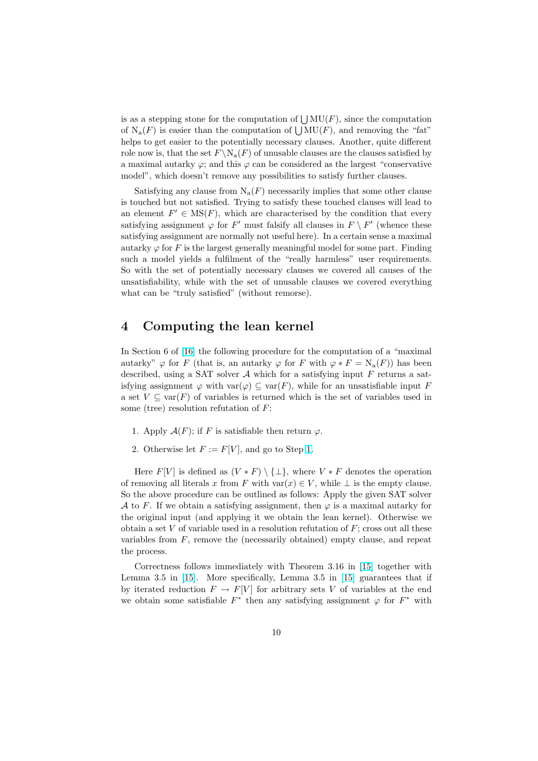is as a stepping stone for the computation of $\bigcup \mathrm{MU}(F)$, since the computation of $\mathrm{N_a}(F)$ is easier than the computation of $\bigcup \mathrm{MU}(F)$, and removing the "fat" helps to get easier to the potentially necessary clauses. Another, quite different role now is, that the set $F \setminus \mathrm{N_a}(F)$ of unusable clauses are the clauses satisfied by a maximal autarky $\varphi$; and this $\varphi$ can be considered as the largest "conservative model", which doesn't remove any possibilities to satisfy further clauses.

Satisfying any clause from $\mathrm{N_a}(F)$ necessarily implies that some other clause is touched but not satisfied. Trying to satisfy these touched clauses will lead to an element $F' \in \mathrm{MS}(F)$, which are characterised by the condition that every satisfying assignment $\varphi$ for $F'$ must falsify all clauses in $F \setminus F'$ (whence these satisfying assignment are normally not useful here). In a certain sense a maximal autarky $\varphi$ for $F$ is the largest generally meaningful model for some part. Finding such a model yields a fulfilment of the "really harmless" user requirements. So with the set of potentially necessary clauses we covered all causes of the unsatisfiability, while with the set of unusable clauses we covered everything what can be "truly satisfied" (without remorse).

# 4 Computing the lean kernel

In Section 6 of [16] the following procedure for the computation of a "maximal autarky" $\varphi$ for $F$ (that is, an autarky $\varphi$ for $F$ with $\varphi * F = \mathrm{N_a}(F)$) has been described, using a SAT solver $\mathcal{A}$ which for a satisfying input $F$ returns a satisfying assignment $\varphi$ with $\mathrm{var}(\varphi) \subseteq \mathrm{var}(F)$, while for an unsatisfiable input $F$ a set $V \subseteq \mathrm{var}(F)$ of variables is returned which is the set of variables used in some (tree) resolution refutation of $F$:

1. Apply $\mathcal{A}(F)$; if $F$ is satisfiable then return $\varphi$.
2. Otherwise let $F := F[V]$, and go to Step 1.

Here $F[V]$ is defined as $(V * F) \setminus \{\bot\}$, where $V * F$ denotes the operation of removing all literals $x$ from $F$ with $\mathrm{var}(x) \in V$, while $\bot$ is the empty clause. So the above procedure can be outlined as follows: Apply the given SAT solver $\mathcal{A}$ to $F$. If we obtain a satisfying assignment, then $\varphi$ is a maximal autarky for the original input (and applying it we obtain the lean kernel). Otherwise we obtain a set $V$ of variable used in a resolution refutation of $F$; cross out all these variables from $F$, remove the (necessarily obtained) empty clause, and repeat the process.

Correctness follows immediately with Theorem 3.16 in [15] together with Lemma 3.5 in [15]. More specifically, Lemma 3.5 in [15] guarantees that if by iterated reduction $F \to F[V]$ for arbitrary sets $V$ of variables at the end we obtain some satisfiable $F^*$ then any satisfying assignment $\varphi$ for $F^*$ with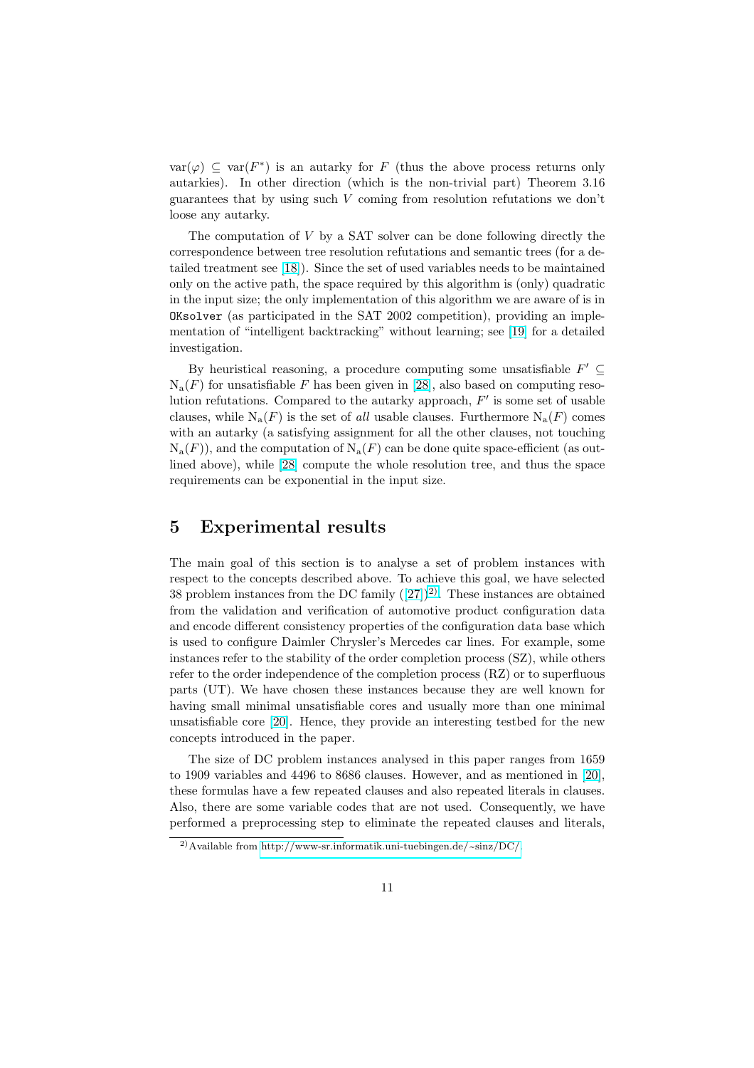$\text{var}(\varphi) \subseteq \text{var}(F^*)$ is an autarky for $F$ (thus the above process returns only autarkies). In other direction (which is the non-trivial part) Theorem 3.16 guarantees that by using such $V$ coming from resolution refutations we don't loose any autarky.

The computation of $V$ by a SAT solver can be done following directly the correspondence between tree resolution refutations and semantic trees (for a detailed treatment see [18]). Since the set of used variables needs to be maintained only on the active path, the space required by this algorithm is (only) quadratic in the input size; the only implementation of this algorithm we are aware of is in `OKsolver` (as participated in the SAT 2002 competition), providing an implementation of "intelligent backtracking" without learning; see [19] for a detailed investigation.

By heuristical reasoning, a procedure computing some unsatisfiable $F' \subseteq \text{N}_\text{a}(F)$ for unsatisfiable $F$ has been given in [28], also based on computing resolution refutations. Compared to the autarky approach, $F'$ is some set of usable clauses, while $\text{N}_\text{a}(F)$ is the set of *all* usable clauses. Furthermore $\text{N}_\text{a}(F)$ comes with an autarky (a satisfying assignment for all the other clauses, not touching $\text{N}_\text{a}(F)$), and the computation of $\text{N}_\text{a}(F)$ can be done quite space-efficient (as outlined above), while [28] compute the whole resolution tree, and thus the space requirements can be exponential in the input size.

## 5 Experimental results

The main goal of this section is to analyse a set of problem instances with respect to the concepts described above. To achieve this goal, we have selected 38 problem instances from the DC family ([27])[2]. These instances are obtained from the validation and verification of automotive product configuration data and encode different consistency properties of the configuration data base which is used to configure Daimler Chrysler's Mercedes car lines. For example, some instances refer to the stability of the order completion process (SZ), while others refer to the order independence of the completion process (RZ) or to superfluous parts (UT). We have chosen these instances because they are well known for having small minimal unsatisfiable cores and usually more than one minimal unsatisfiable core [20]. Hence, they provide an interesting testbed for the new concepts introduced in the paper.

The size of DC problem instances analysed in this paper ranges from 1659 to 1909 variables and 4496 to 8686 clauses. However, and as mentioned in [20], these formulas have a few repeated clauses and also repeated literals in clauses. Also, there are some variable codes that are not used. Consequently, we have performed a preprocessing step to eliminate the repeated clauses and literals,

[2] Available from http://www-sr.informatik.uni-tuebingen.de/~sinz/DC/.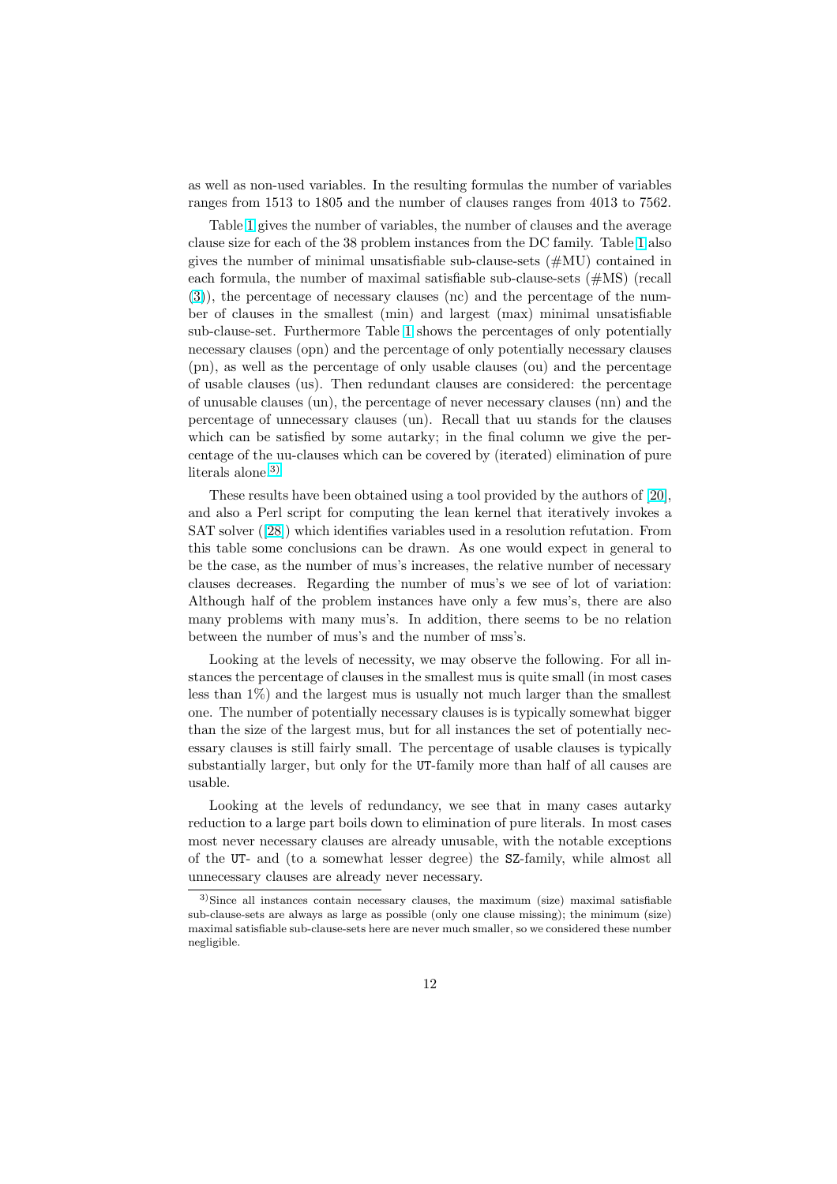as well as non-used variables. In the resulting formulas the number of variables ranges from 1513 to 1805 and the number of clauses ranges from 4013 to 7562.

Table 1 gives the number of variables, the number of clauses and the average clause size for each of the 38 problem instances from the DC family. Table 1 also gives the number of minimal unsatisfiable sub-clause-sets (#MU) contained in each formula, the number of maximal satisfiable sub-clause-sets (#MS) (recall (3)), the percentage of necessary clauses (nc) and the percentage of the number of clauses in the smallest (min) and largest (max) minimal unsatisfiable sub-clause-set. Furthermore Table 1 shows the percentages of only potentially necessary clauses (opn) and the percentage of only potentially necessary clauses (pn), as well as the percentage of only usable clauses (ou) and the percentage of usable clauses (us). Then redundant clauses are considered: the percentage of unusable clauses (un), the percentage of never necessary clauses (nn) and the percentage of unnecessary clauses (un). Recall that uu stands for the clauses which can be satisfied by some autarky; in the final column we give the percentage of the uu-clauses which can be covered by (iterated) elimination of pure literals alone.[3)]

These results have been obtained using a tool provided by the authors of [20], and also a Perl script for computing the lean kernel that iteratively invokes a SAT solver ([28]) which identifies variables used in a resolution refutation. From this table some conclusions can be drawn. As one would expect in general to be the case, as the number of mus's increases, the relative number of necessary clauses decreases. Regarding the number of mus's we see of lot of variation: Although half of the problem instances have only a few mus's, there are also many problems with many mus's. In addition, there seems to be no relation between the number of mus's and the number of mss's.

Looking at the levels of necessity, we may observe the following. For all instances the percentage of clauses in the smallest mus is quite small (in most cases less than 1%) and the largest mus is usually not much larger than the smallest one. The number of potentially necessary clauses is is typically somewhat bigger than the size of the largest mus, but for all instances the set of potentially necessary clauses is still fairly small. The percentage of usable clauses is typically substantially larger, but only for the UT-family more than half of all causes are usable.

Looking at the levels of redundancy, we see that in many cases autarky reduction to a large part boils down to elimination of pure literals. In most cases most never necessary clauses are already unusable, with the notable exceptions of the UT- and (to a somewhat lesser degree) the SZ-family, while almost all unnecessary clauses are already never necessary.

---

3) Since all instances contain necessary clauses, the maximum (size) maximal satisfiable sub-clause-sets are always as large as possible (only one clause missing); the minimum (size) maximal satisfiable sub-clause-sets here are never much smaller, so we considered these number negligible.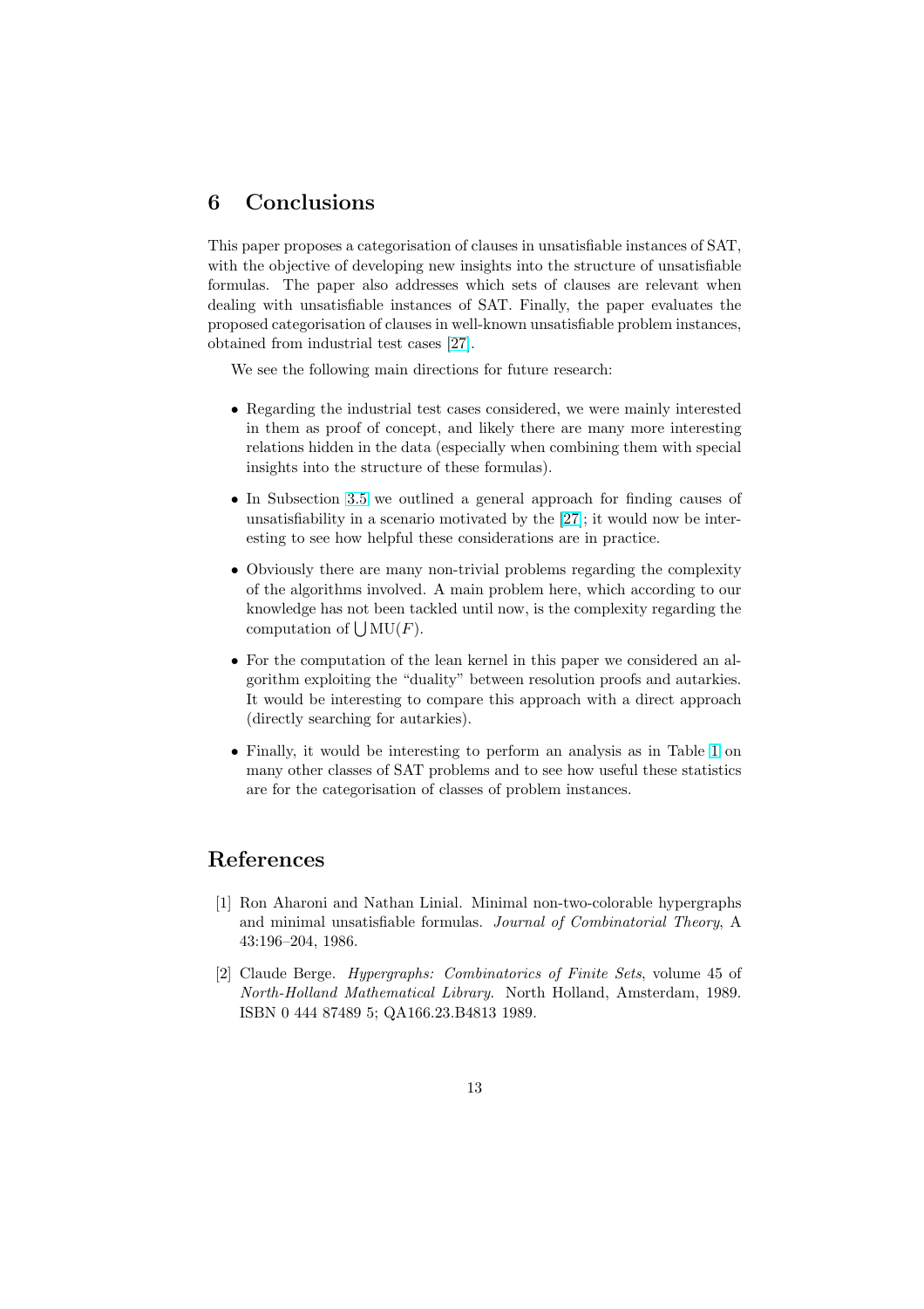## 6 Conclusions

This paper proposes a categorisation of clauses in unsatisfiable instances of SAT, with the objective of developing new insights into the structure of unsatisfiable formulas. The paper also addresses which sets of clauses are relevant when dealing with unsatisfiable instances of SAT. Finally, the paper evaluates the proposed categorisation of clauses in well-known unsatisfiable problem instances, obtained from industrial test cases [27].

We see the following main directions for future research:

- Regarding the industrial test cases considered, we were mainly interested in them as proof of concept, and likely there are many more interesting relations hidden in the data (especially when combining them with special insights into the structure of these formulas).
- In Subsection 3.5 we outlined a general approach for finding causes of unsatisfiability in a scenario motivated by the [27]; it would now be interesting to see how helpful these considerations are in practice.
- Obviously there are many non-trivial problems regarding the complexity of the algorithms involved. A main problem here, which according to our knowledge has not been tackled until now, is the complexity regarding the computation of $\bigcup \mathrm{MU}(F)$.
- For the computation of the lean kernel in this paper we considered an algorithm exploiting the "duality" between resolution proofs and autarkies. It would be interesting to compare this approach with a direct approach (directly searching for autarkies).
- Finally, it would be interesting to perform an analysis as in Table 1 on many other classes of SAT problems and to see how useful these statistics are for the categorisation of classes of problem instances.

## References

[1] Ron Aharoni and Nathan Linial. Minimal non-two-colorable hypergraphs and minimal unsatisfiable formulas. *Journal of Combinatorial Theory*, A 43:196–204, 1986.

[2] Claude Berge. *Hypergraphs: Combinatorics of Finite Sets*, volume 45 of *North-Holland Mathematical Library*. North Holland, Amsterdam, 1989. ISBN 0 444 87489 5; QA166.23.B4813 1989.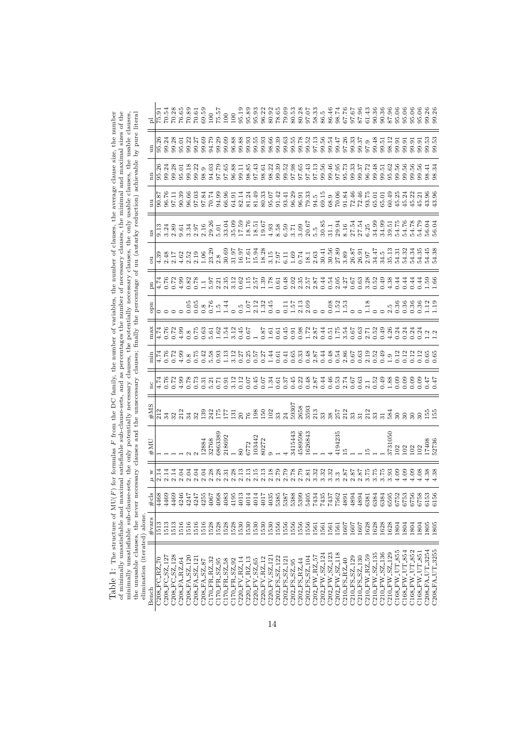Table 1: The structure of MU($F$) for formulas $F$ from the DC family, the number of variables, the number of clauses, the average clause size, the number of minimally unsatisfiable and maximal satisfiable sub-clause-sets, and as percentages the number of necessary clauses, the minimal and maximal sizes of the minimally unsatisfiable sub-clause-sets, the only potentially necessary clauses, the potentially necessary clauses, the only usable clauses, the usable clauses, the unusable clauses, the never necessary clauses and the unnecessary clauses; finally the percentage of uu (autarky reduction) achievable by pure literal elimination (iterated) alone.

| Bench | #vars | #cls | $\mu$ w | #MU | #MS | nc | min | max | opn | pn | ou | us | uu | nn | un | pl |
|---|---|---|---|---|---|---|---|---|---|---|---|---|---|---|---|---|
| C208_FC_RZ_70 | 1513 | 4468 | 2.14 | 1 | 212 | 4.74 | 4.74 | 4.74 | 0 | 4.74 | 4.39 | 9.13 | 90.87 | 95.26 | 95.26 | 75.91 |
| C208_FC_SZ_127 | 1513 | 4469 | 2.14 | 1 | 34 | 0.76 | 0.76 | 0.76 | 0 | 0.76 | 2.48 | 3.24 | 96.76 | 99.24 | 99.24 | 70.54 |
| C208_FC_SZ_128 | 1513 | 4469 | 2.14 | 1 | 32 | 0.72 | 0.72 | 0.72 | 0 | 0.72 | 2.17 | 2.89 | 97.11 | 99.28 | 99.28 | 70.28 |
| C208_FA_RZ_64 | 1516 | 4246 | 2.04 | 1 | 212 | 4.99 | 4.99 | 4.99 | 0 | 4.99 | 4.62 | 9.61 | 90.39 | 95.01 | 95.01 | 76.65 |
| C208_FA_SZ_120 | 1516 | 4247 | 2.04 | 2 | 34 | 0.78 | 0.8 | 0.8 | 0.05 | 0.82 | 2.52 | 3.34 | 96.66 | 99.18 | 99.22 | 70.89 |
| C208_FA_SZ_121 | 1516 | 4247 | 2.04 | 2 | 32 | 0.73 | 0.75 | 0.75 | 0.05 | 0.78 | 2.19 | 2.97 | 97.03 | 99.22 | 99.27 | 70.61 |
| C208_FA_SZ_87 | 1516 | 4255 | 2.04 | 12884 | 139 | 0.31 | 0.42 | 0.63 | 0.8 | 1.1 | 1.06 | 2.16 | 97.84 | 98.9 | 99.69 | 69.59 |
| C170_FR_RZ_32 | 1528 | 4067 | 2.28 | 32768 | 242 | 5.21 | 5.58 | 5.61 | 0.76 | 5.97 | 23.29 | 29.26 | 70.74 | 94.03 | 94.79 | 100 |
| C170_FR_SZ_95 | 1528 | 4068 | 2.28 | 6863389 | 175 | 0.71 | 0.93 | 1.62 | 1.5 | 2.21 | 2.8 | 5.01 | 94.99 | 97.79 | 99.29 | 75.57 |
| C170_FR_SZ_58 | 1528 | 4083 | 2.31 | 218692 | 177 | 0.91 | 1.13 | 1.54 | 1.44 | 2.35 | 30.69 | 33.04 | 66.96 | 97.65 | 99.09 | 100 |
| C170_FR_SZ_92 | 1528 | 4195 | 2.28 | 1 | 131 | 3.12 | 3.12 | 3.12 | 0 | 3.12 | 31.97 | 35.09 | 64.91 | 96.88 | 96.88 | 100 |
| C220_FV_RZ_14 | 1530 | 4013 | 2.13 | 80 | 20 | 0.12 | 0.27 | 0.45 | 0.5 | 0.62 | 16.97 | 17.59 | 82.41 | 99.11 | 99.88 | 95.19 |
| C220_FV_RZ_13 | 1530 | 4014 | 2.13 | 6772 | 76 | 0.07 | 0.25 | 0.67 | 1.07 | 1.15 | 17.61 | 18.76 | 81.24 | 98.85 | 99.93 | 95.89 |
| C220_FV_SZ_65 | 1530 | 4014 | 2.15 | 103442 | 198 | 0.45 | 0.57 | 1 | 2.12 | 2.57 | 15.94 | 18.51 | 81.49 | 97.43 | 99.55 | 95.93 |
| C220_FV_RZ_12 | 1530 | 4017 | 2.13 | 80272 | 150 | 0.07 | 0.27 | 0.87 | 1.32 | 1.39 | 18.28 | 19.67 | 80.33 | 98.61 | 99.93 | 96.22 |
| C220_FV_SZ_121 | 1530 | 4035 | 2.18 | 9 | 102 | 1.34 | 1.44 | 1.61 | 0.45 | 1.78 | 3.15 | 4.93 | 95.07 | 98.22 | 98.66 | 80.92 |
| C202_FS_SZ_122 | 1556 | 5385 | 2.79 | 1 | 33 | 0.61 | 0.61 | 0.61 | 0 | 0.61 | 7.97 | 8.58 | 91.42 | 99.39 | 99.39 | 78.65 |
| C202_FS_SZ_121 | 1556 | 5387 | 2.79 | 4 | 24 | 0.37 | 0.41 | 0.45 | 0.11 | 0.48 | 6.11 | 6.59 | 93.41 | 99.52 | 99.63 | 79.09 |
| C202_FS_SZ_95 | 1556 | 5388 | 2.78 | 3415443 | 59307 | 0.45 | 0.65 | 0.91 | 1.57 | 2.02 | 1.69 | 3.71 | 96.29 | 97.98 | 99.55 | 80.53 |
| C202_FS_RZ_44 | 1556 | 5399 | 2.79 | 4589596 | 2658 | 0.22 | 0.33 | 0.98 | 2.13 | 2.35 | 0.74 | 3.09 | 96.91 | 97.65 | 99.78 | 80.28 |
| C202_FS_SZ_104 | 1556 | 5405 | 2.81 | 1626843 | 3593 | 0.48 | 0.48 | 1.72 | 2.09 | 2.57 | 18.1 | 20.67 | 79.33 | 97.43 | 99.52 | 97.07 |
| C202_FW_RZ_57 | 1561 | 7434 | 3.32 | 1 | 213 | 2.87 | 2.87 | 2.87 | 0 | 2.87 | 2.63 | 5.5 | 94.5 | 97.13 | 97.13 | 58.33 |
| C202_FW_SZ_124 | 1561 | 7435 | 3.32 | 1 | 33 | 0.44 | 0.44 | 0.44 | 0 | 0.44 | 30.41 | 30.85 | 69.15 | 99.56 | 99.56 | 86.5 |
| C202_FW_SZ_123 | 1561 | 7437 | 3.32 | 4 | 38 | 0.46 | 0.48 | 0.51 | 0.08 | 0.54 | 30.56 | 31.1 | 68.9 | 99.46 | 99.54 | 86.46 |
| C202_FW_SZ_118 | 1561 | 7562 | 3.3 | 4194235 | 257 | 0.53 | 0.54 | 1.75 | 1.52 | 2.05 | 27.89 | 29.94 | 70.06 | 97.95 | 99.47 | 98.74 |
| C210_FS_RZ_40 | 1607 | 4891 | 2.87 | 15 | 212 | 2.74 | 2.86 | 3.54 | 1.53 | 4.27 | 3.89 | 8.16 | 91.84 | 95.73 | 97.26 | 67.76 |
| C210_FS_SZ_129 | 1607 | 4894 | 2.87 | 1 | 33 | 0.67 | 0.67 | 0.67 | 0 | 0.67 | 26.87 | 27.54 | 72.46 | 99.33 | 99.33 | 97.67 |
| C210_FS_SZ_130 | 1607 | 4894 | 2.87 | 1 | 31 | 0.63 | 0.63 | 0.63 | 0 | 0.63 | 26.91 | 27.54 | 72.46 | 99.37 | 99.37 | 87.96 |
| C210_FW_RZ_59 | 1628 | 6381 | 3.75 | 15 | 212 | 2.1 | 2.19 | 2.71 | 1.18 | 3.28 | 2.97 | 6.25 | 93.75 | 96.72 | 97.9 | 61.43 |
| C210_FW_SZ_135 | 1628 | 6384 | 3.75 | 1 | 33 | 0.52 | 0.52 | 0.52 | 0 | 0.52 | 34.47 | 34.99 | 65.01 | 99.48 | 99.48 | 90.36 |
| C210_FW_SZ_136 | 1628 | 6384 | 3.75 | 1 | 31 | 0.49 | 0.49 | 0.49 | 0 | 0.49 | 34.5 | 34.99 | 65.01 | 99.51 | 99.51 | 90.36 |
| C210_FW_SZ_129 | 1628 | 6595 | 3.93 | 3731050 | 584 | 1.88 | 1.9 | 4.26 | 2.5 | 4.38 | 35.13 | 39.51 | 60.49 | 95.62 | 98.12 | 87.96 |
| C168_FW_UT_855 | 1804 | 6752 | 4.09 | 102 | 30 | 0.09 | 0.12 | 0.24 | 0.36 | 0.44 | 54.31 | 54.75 | 45.25 | 99.56 | 99.91 | 95.06 |
| C168_FW_UT_854 | 1804 | 6753 | 4.09 | 102 | 30 | 0.09 | 0.12 | 0.24 | 0.36 | 0.44 | 54.32 | 54.76 | 45.24 | 99.56 | 99.91 | 95.06 |
| C168_FW_UT_852 | 1804 | 6756 | 4.09 | 102 | 30 | 0.09 | 0.12 | 0.24 | 0.36 | 0.44 | 54.34 | 54.78 | 45.22 | 99.56 | 99.91 | 95.06 |
| C168_FW_UT_851 | 1804 | 6758 | 4.08 | 102 | 30 | 0.09 | 0.12 | 0.24 | 0.36 | 0.44 | 54.35 | 54.79 | 45.21 | 99.56 | 99.91 | 95.06 |
| C208_FA_UT_3254 | 1805 | 6153 | 4.38 | 17408 | 155 | 0.47 | 0.65 | 1.2 | 1.12 | 1.59 | 54.45 | 56.04 | 43.96 | 98.41 | 99.53 | 99.26 |
| C208_FA_UT_3255 | 1805 | 6156 | 4.38 | 52736 | 155 | 0.47 | 0.65 | 1.2 | 1.19 | 1.66 | 54.38 | 56.04 | 43.96 | 98.34 | 99.53 | 99.26 |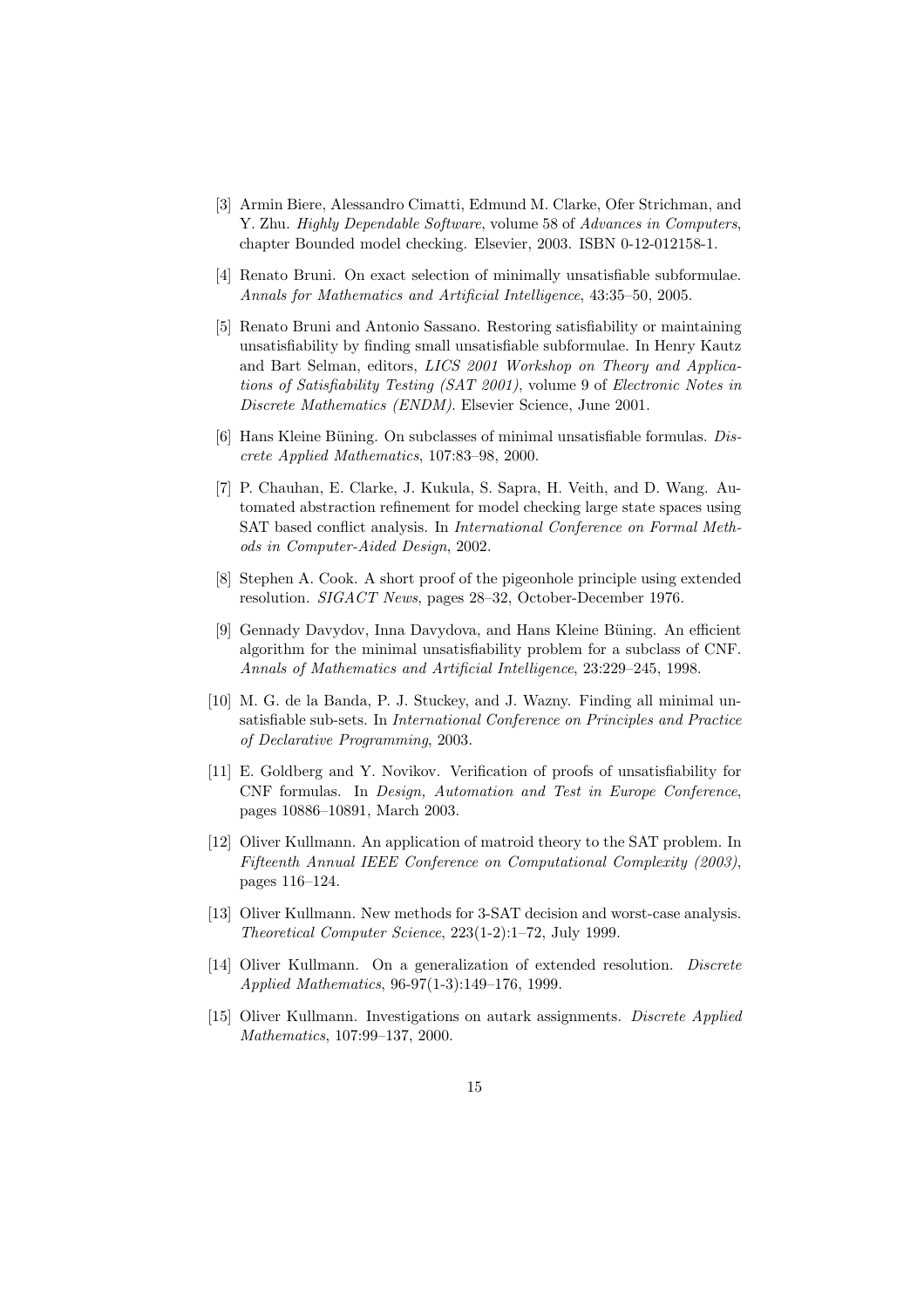[3] Armin Biere, Alessandro Cimatti, Edmund M. Clarke, Ofer Strichman, and Y. Zhu. *Highly Dependable Software*, volume 58 of *Advances in Computers*, chapter Bounded model checking. Elsevier, 2003. ISBN 0-12-012158-1.

[4] Renato Bruni. On exact selection of minimally unsatisfiable subformulae. *Annals for Mathematics and Artificial Intelligence*, 43:35–50, 2005.

[5] Renato Bruni and Antonio Sassano. Restoring satisfiability or maintaining unsatisfiability by finding small unsatisfiable subformulae. In Henry Kautz and Bart Selman, editors, *LICS 2001 Workshop on Theory and Applications of Satisfiability Testing (SAT 2001)*, volume 9 of *Electronic Notes in Discrete Mathematics (ENDM)*. Elsevier Science, June 2001.

[6] Hans Kleine Büning. On subclasses of minimal unsatisfiable formulas. *Discrete Applied Mathematics*, 107:83–98, 2000.

[7] P. Chauhan, E. Clarke, J. Kukula, S. Sapra, H. Veith, and D. Wang. Automated abstraction refinement for model checking large state spaces using SAT based conflict analysis. In *International Conference on Formal Methods in Computer-Aided Design*, 2002.

[8] Stephen A. Cook. A short proof of the pigeonhole principle using extended resolution. *SIGACT News*, pages 28–32, October-December 1976.

[9] Gennady Davydov, Inna Davydova, and Hans Kleine Büning. An efficient algorithm for the minimal unsatisfiability problem for a subclass of CNF. *Annals of Mathematics and Artificial Intelligence*, 23:229–245, 1998.

[10] M. G. de la Banda, P. J. Stuckey, and J. Wazny. Finding all minimal unsatisfiable sub-sets. In *International Conference on Principles and Practice of Declarative Programming*, 2003.

[11] E. Goldberg and Y. Novikov. Verification of proofs of unsatisfiability for CNF formulas. In *Design, Automation and Test in Europe Conference*, pages 10886–10891, March 2003.

[12] Oliver Kullmann. An application of matroid theory to the SAT problem. In *Fifteenth Annual IEEE Conference on Computational Complexity (2003)*, pages 116–124.

[13] Oliver Kullmann. New methods for 3-SAT decision and worst-case analysis. *Theoretical Computer Science*, 223(1-2):1–72, July 1999.

[14] Oliver Kullmann. On a generalization of extended resolution. *Discrete Applied Mathematics*, 96-97(1-3):149–176, 1999.

[15] Oliver Kullmann. Investigations on autark assignments. *Discrete Applied Mathematics*, 107:99–137, 2000.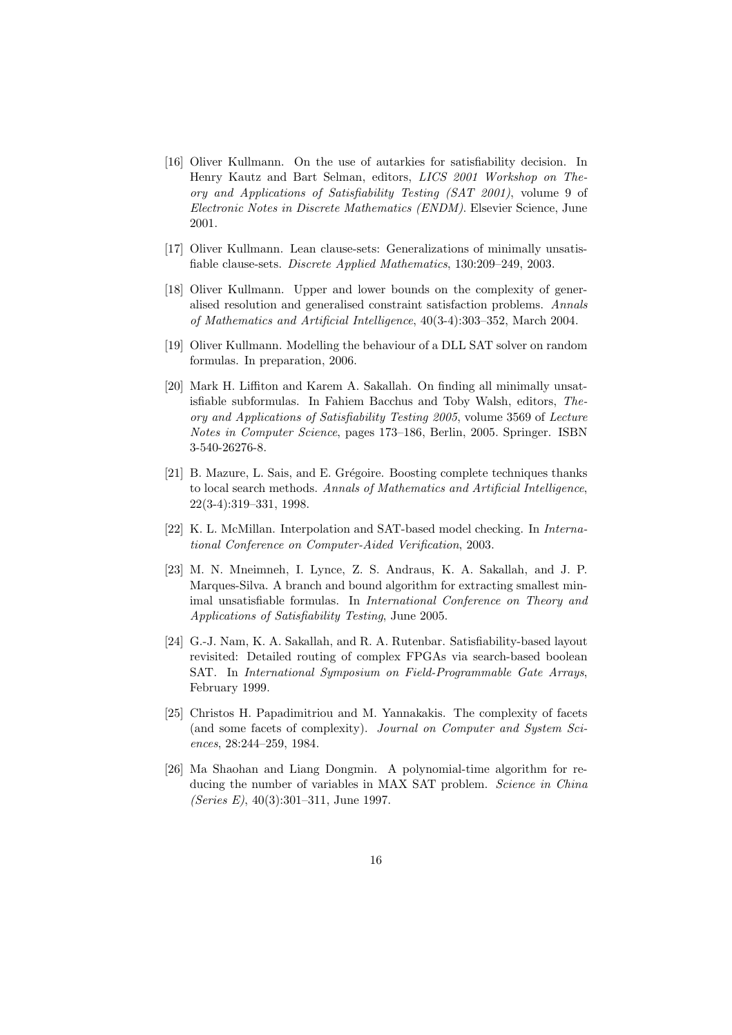[16] Oliver Kullmann. On the use of autarkies for satisfiability decision. In Henry Kautz and Bart Selman, editors, *LICS 2001 Workshop on Theory and Applications of Satisfiability Testing (SAT 2001)*, volume 9 of *Electronic Notes in Discrete Mathematics (ENDM)*. Elsevier Science, June 2001.

[17] Oliver Kullmann. Lean clause-sets: Generalizations of minimally unsatisfiable clause-sets. *Discrete Applied Mathematics*, 130:209–249, 2003.

[18] Oliver Kullmann. Upper and lower bounds on the complexity of generalised resolution and generalised constraint satisfaction problems. *Annals of Mathematics and Artificial Intelligence*, 40(3-4):303–352, March 2004.

[19] Oliver Kullmann. Modelling the behaviour of a DLL SAT solver on random formulas. In preparation, 2006.

[20] Mark H. Liffiton and Karem A. Sakallah. On finding all minimally unsatisfiable subformulas. In Fahiem Bacchus and Toby Walsh, editors, *Theory and Applications of Satisfiability Testing 2005*, volume 3569 of *Lecture Notes in Computer Science*, pages 173–186, Berlin, 2005. Springer. ISBN 3-540-26276-8.

[21] B. Mazure, L. Sais, and E. Grégoire. Boosting complete techniques thanks to local search methods. *Annals of Mathematics and Artificial Intelligence*, 22(3-4):319–331, 1998.

[22] K. L. McMillan. Interpolation and SAT-based model checking. In *International Conference on Computer-Aided Verification*, 2003.

[23] M. N. Mneimneh, I. Lynce, Z. S. Andraus, K. A. Sakallah, and J. P. Marques-Silva. A branch and bound algorithm for extracting smallest minimal unsatisfiable formulas. In *International Conference on Theory and Applications of Satisfiability Testing*, June 2005.

[24] G.-J. Nam, K. A. Sakallah, and R. A. Rutenbar. Satisfiability-based layout revisited: Detailed routing of complex FPGAs via search-based boolean SAT. In *International Symposium on Field-Programmable Gate Arrays*, February 1999.

[25] Christos H. Papadimitriou and M. Yannakakis. The complexity of facets (and some facets of complexity). *Journal on Computer and System Sciences*, 28:244–259, 1984.

[26] Ma Shaohan and Liang Dongmin. A polynomial-time algorithm for reducing the number of variables in MAX SAT problem. *Science in China (Series E)*, 40(3):301–311, June 1997.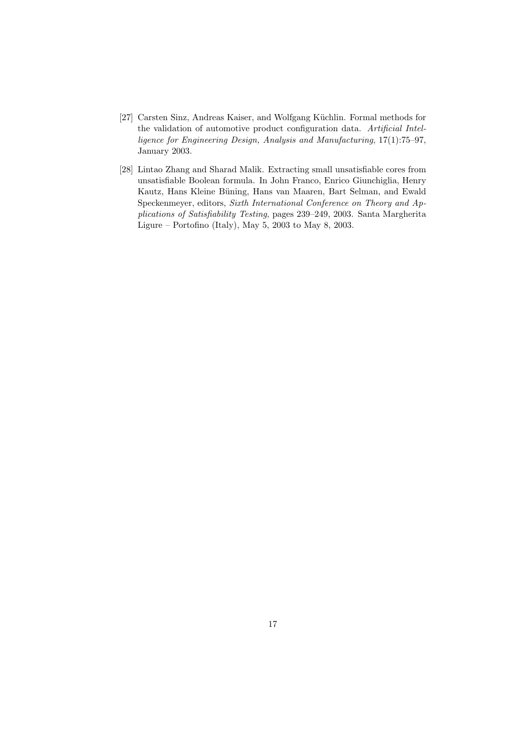[27] Carsten Sinz, Andreas Kaiser, and Wolfgang Küchlin. Formal methods for the validation of automotive product configuration data. *Artificial Intelligence for Engineering Design, Analysis and Manufacturing*, 17(1):75–97, January 2003.

[28] Lintao Zhang and Sharad Malik. Extracting small unsatisfiable cores from unsatisfiable Boolean formula. In John Franco, Enrico Giunchiglia, Henry Kautz, Hans Kleine Büning, Hans van Maaren, Bart Selman, and Ewald Speckenmeyer, editors, *Sixth International Conference on Theory and Applications of Satisfiability Testing*, pages 239–249, 2003. Santa Margherita Ligure – Portofino (Italy), May 5, 2003 to May 8, 2003.